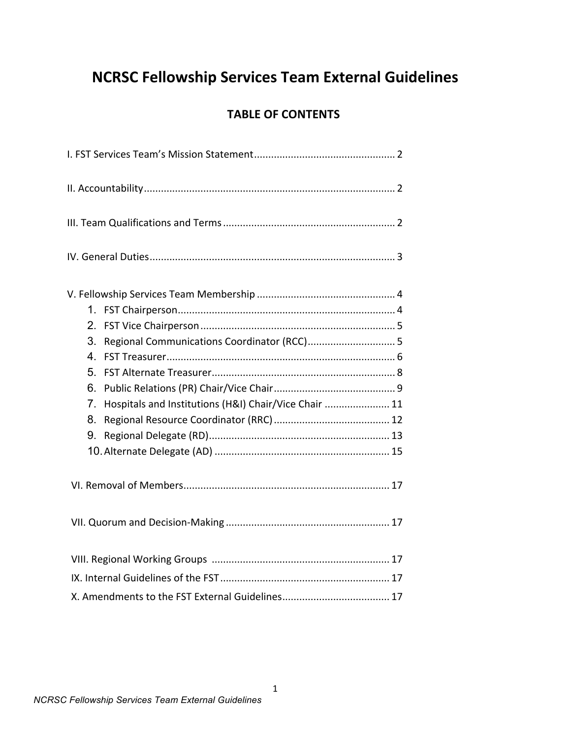# NCRSC Fellowship Services Team External Guidelines

## TABLE OF CONTENTS

I. FST Services Team's Mission Statement .................................................. 2

II. Accountability ........................................................................................ 2

III. Team Qualifications and Terms ............................................................ 2

IV. General Duties ...................................................................................... 3

V. Fellowship Services Team Membership ................................................. 4

1. FST Chairperson ............................................................................ 4
2. FST Vice Chairperson .................................................................... 5
3. Regional Communications Coordinator (RCC) ............................... 5
4. FST Treasurer ................................................................................ 6
5. FST Alternate Treasurer ................................................................ 8
6. Public Relations (PR) Chair/Vice Chair ........................................... 9
7. Hospitals and Institutions (H&I) Chair/Vice Chair ....................... 11
8. Regional Resource Coordinator (RRC) ......................................... 12
9. Regional Delegate (RD) ................................................................ 13
10. Alternate Delegate (AD) .............................................................. 15

VI. Removal of Members ......................................................................... 17

VII. Quorum and Decision-Making .......................................................... 17

VIII. Regional Working Groups ............................................................... 17

IX. Internal Guidelines of the FST ............................................................ 17

X. Amendments to the FST External Guidelines ...................................... 17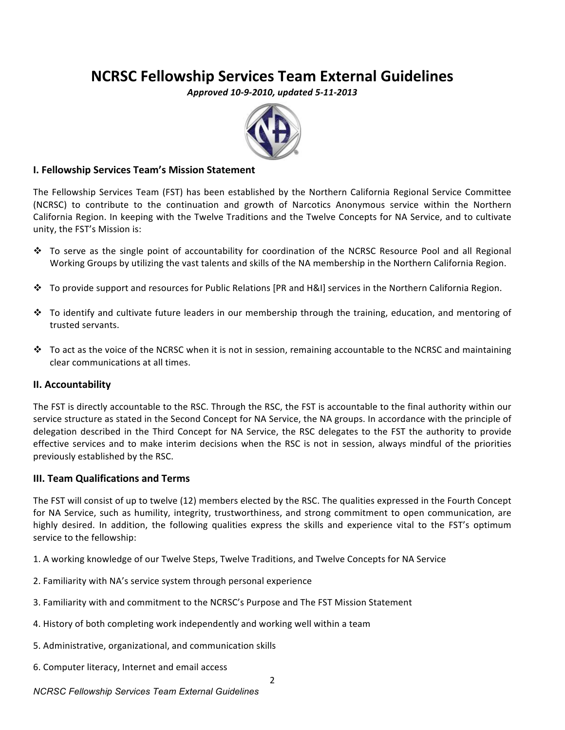# NCRSC Fellowship Services Team External Guidelines

***Approved 10-9-2010, updated 5-11-2013***

## I. Fellowship Services Team's Mission Statement

The Fellowship Services Team (FST) has been established by the Northern California Regional Service Committee (NCRSC) to contribute to the continuation and growth of Narcotics Anonymous service within the Northern California Region. In keeping with the Twelve Traditions and the Twelve Concepts for NA Service, and to cultivate unity, the FST's Mission is:

- To serve as the single point of accountability for coordination of the NCRSC Resource Pool and all Regional Working Groups by utilizing the vast talents and skills of the NA membership in the Northern California Region.
- To provide support and resources for Public Relations [PR and H&I] services in the Northern California Region.
- To identify and cultivate future leaders in our membership through the training, education, and mentoring of trusted servants.
- To act as the voice of the NCRSC when it is not in session, remaining accountable to the NCRSC and maintaining clear communications at all times.

## II. Accountability

The FST is directly accountable to the RSC. Through the RSC, the FST is accountable to the final authority within our service structure as stated in the Second Concept for NA Service, the NA groups. In accordance with the principle of delegation described in the Third Concept for NA Service, the RSC delegates to the FST the authority to provide effective services and to make interim decisions when the RSC is not in session, always mindful of the priorities previously established by the RSC.

## III. Team Qualifications and Terms

The FST will consist of up to twelve (12) members elected by the RSC. The qualities expressed in the Fourth Concept for NA Service, such as humility, integrity, trustworthiness, and strong commitment to open communication, are highly desired. In addition, the following qualities express the skills and experience vital to the FST's optimum service to the fellowship:

1. A working knowledge of our Twelve Steps, Twelve Traditions, and Twelve Concepts for NA Service
2. Familiarity with NA's service system through personal experience
3. Familiarity with and commitment to the NCRSC's Purpose and The FST Mission Statement
4. History of both completing work independently and working well within a team
5. Administrative, organizational, and communication skills
6. Computer literacy, Internet and email access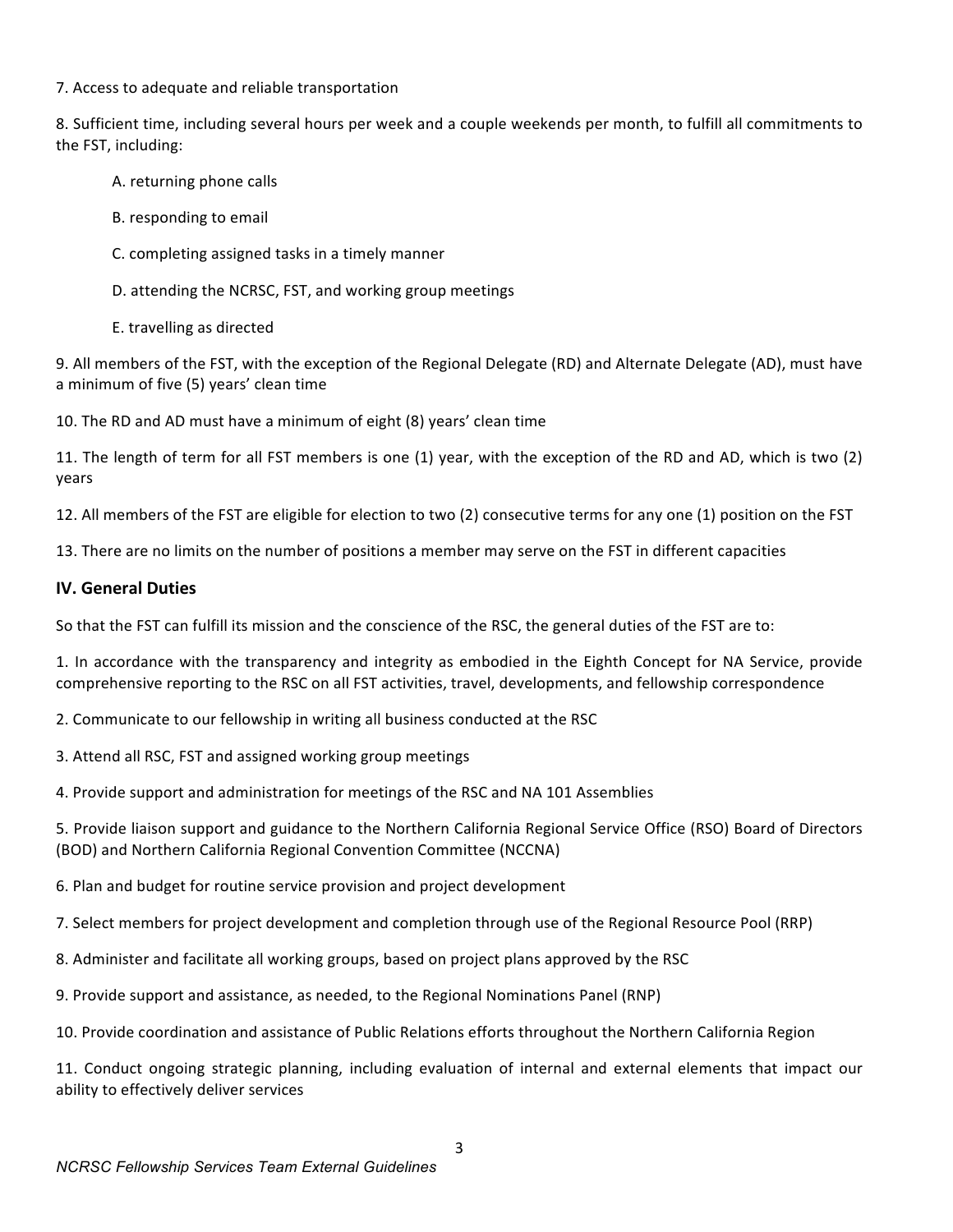7. Access to adequate and reliable transportation

8. Sufficient time, including several hours per week and a couple weekends per month, to fulfill all commitments to the FST, including:

   A. returning phone calls

   B. responding to email

   C. completing assigned tasks in a timely manner

   D. attending the NCRSC, FST, and working group meetings

   E. travelling as directed

9. All members of the FST, with the exception of the Regional Delegate (RD) and Alternate Delegate (AD), must have a minimum of five (5) years' clean time

10. The RD and AD must have a minimum of eight (8) years' clean time

11. The length of term for all FST members is one (1) year, with the exception of the RD and AD, which is two (2) years

12. All members of the FST are eligible for election to two (2) consecutive terms for any one (1) position on the FST

13. There are no limits on the number of positions a member may serve on the FST in different capacities

## IV. General Duties

So that the FST can fulfill its mission and the conscience of the RSC, the general duties of the FST are to:

1. In accordance with the transparency and integrity as embodied in the Eighth Concept for NA Service, provide comprehensive reporting to the RSC on all FST activities, travel, developments, and fellowship correspondence

2. Communicate to our fellowship in writing all business conducted at the RSC

3. Attend all RSC, FST and assigned working group meetings

4. Provide support and administration for meetings of the RSC and NA 101 Assemblies

5. Provide liaison support and guidance to the Northern California Regional Service Office (RSO) Board of Directors (BOD) and Northern California Regional Convention Committee (NCCNA)

6. Plan and budget for routine service provision and project development

7. Select members for project development and completion through use of the Regional Resource Pool (RRP)

8. Administer and facilitate all working groups, based on project plans approved by the RSC

9. Provide support and assistance, as needed, to the Regional Nominations Panel (RNP)

10. Provide coordination and assistance of Public Relations efforts throughout the Northern California Region

11. Conduct ongoing strategic planning, including evaluation of internal and external elements that impact our ability to effectively deliver services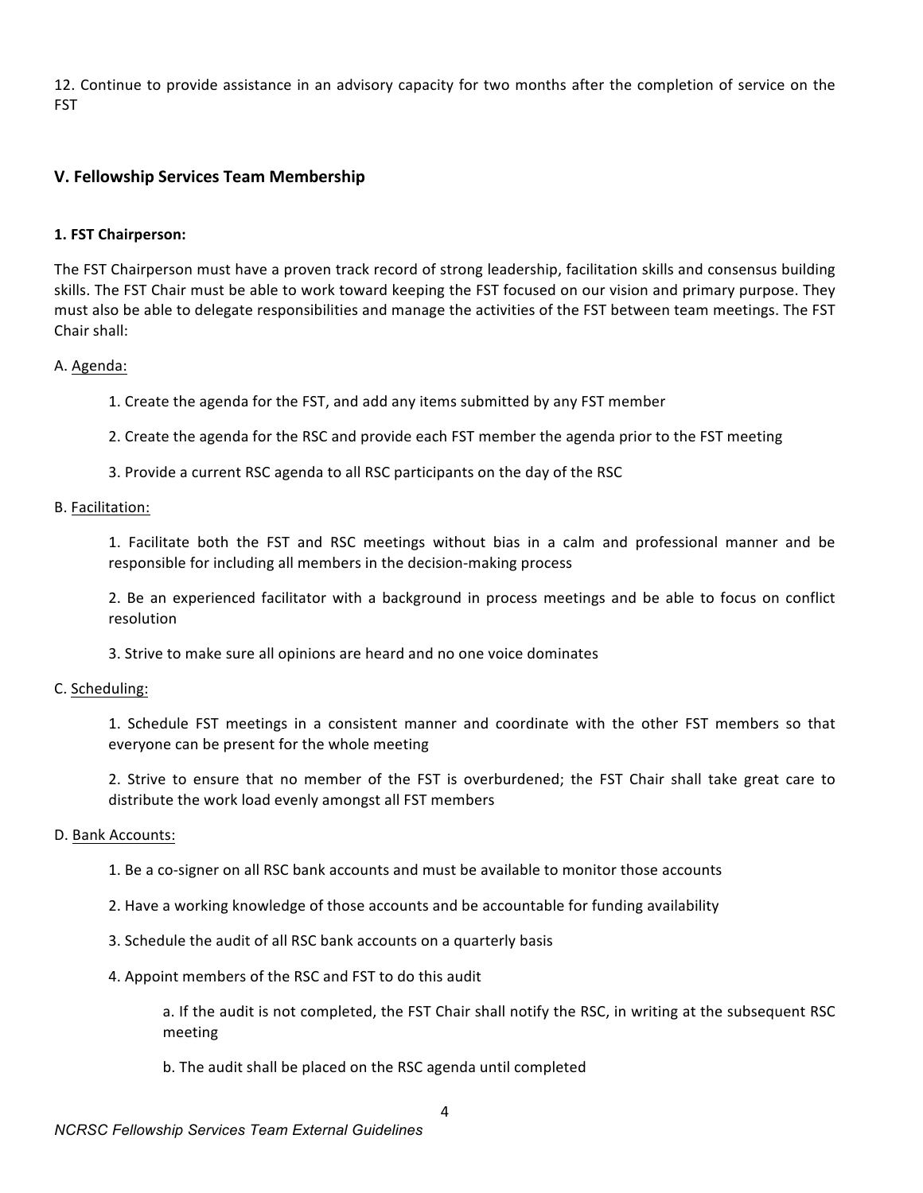12. Continue to provide assistance in an advisory capacity for two months after the completion of service on the FST

## V. Fellowship Services Team Membership

### 1. FST Chairperson:

The FST Chairperson must have a proven track record of strong leadership, facilitation skills and consensus building skills. The FST Chair must be able to work toward keeping the FST focused on our vision and primary purpose. They must also be able to delegate responsibilities and manage the activities of the FST between team meetings. The FST Chair shall:

A. Agenda:

1. Create the agenda for the FST, and add any items submitted by any FST member

2. Create the agenda for the RSC and provide each FST member the agenda prior to the FST meeting

3. Provide a current RSC agenda to all RSC participants on the day of the RSC

B. Facilitation:

1. Facilitate both the FST and RSC meetings without bias in a calm and professional manner and be responsible for including all members in the decision-making process

2. Be an experienced facilitator with a background in process meetings and be able to focus on conflict resolution

3. Strive to make sure all opinions are heard and no one voice dominates

C. Scheduling:

1. Schedule FST meetings in a consistent manner and coordinate with the other FST members so that everyone can be present for the whole meeting

2. Strive to ensure that no member of the FST is overburdened; the FST Chair shall take great care to distribute the work load evenly amongst all FST members

D. Bank Accounts:

1. Be a co-signer on all RSC bank accounts and must be available to monitor those accounts

2. Have a working knowledge of those accounts and be accountable for funding availability

3. Schedule the audit of all RSC bank accounts on a quarterly basis

4. Appoint members of the RSC and FST to do this audit

a. If the audit is not completed, the FST Chair shall notify the RSC, in writing at the subsequent RSC meeting

b. The audit shall be placed on the RSC agenda until completed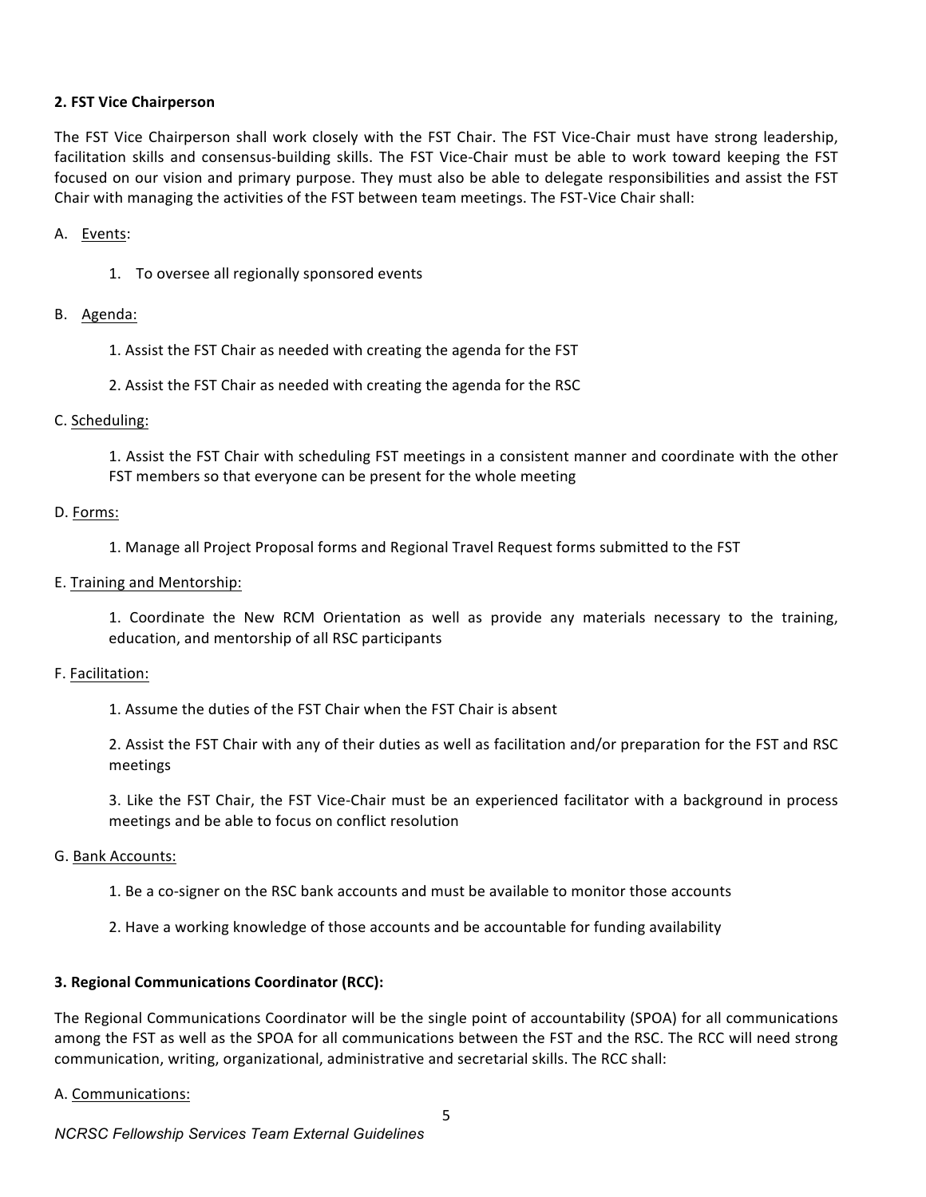**2. FST Vice Chairperson**

The FST Vice Chairperson shall work closely with the FST Chair. The FST Vice-Chair must have strong leadership, facilitation skills and consensus-building skills. The FST Vice-Chair must be able to work toward keeping the FST focused on our vision and primary purpose. They must also be able to delegate responsibilities and assist the FST Chair with managing the activities of the FST between team meetings. The FST-Vice Chair shall:

A. Events:

1. To oversee all regionally sponsored events

B. Agenda:

1. Assist the FST Chair as needed with creating the agenda for the FST

2. Assist the FST Chair as needed with creating the agenda for the RSC

C. Scheduling:

1. Assist the FST Chair with scheduling FST meetings in a consistent manner and coordinate with the other FST members so that everyone can be present for the whole meeting

D. Forms:

1. Manage all Project Proposal forms and Regional Travel Request forms submitted to the FST

E. Training and Mentorship:

1. Coordinate the New RCM Orientation as well as provide any materials necessary to the training, education, and mentorship of all RSC participants

F. Facilitation:

1. Assume the duties of the FST Chair when the FST Chair is absent

2. Assist the FST Chair with any of their duties as well as facilitation and/or preparation for the FST and RSC meetings

3. Like the FST Chair, the FST Vice-Chair must be an experienced facilitator with a background in process meetings and be able to focus on conflict resolution

G. Bank Accounts:

1. Be a co-signer on the RSC bank accounts and must be available to monitor those accounts

2. Have a working knowledge of those accounts and be accountable for funding availability

**3. Regional Communications Coordinator (RCC):**

The Regional Communications Coordinator will be the single point of accountability (SPOA) for all communications among the FST as well as the SPOA for all communications between the FST and the RSC. The RCC will need strong communication, writing, organizational, administrative and secretarial skills. The RCC shall:

A. Communications: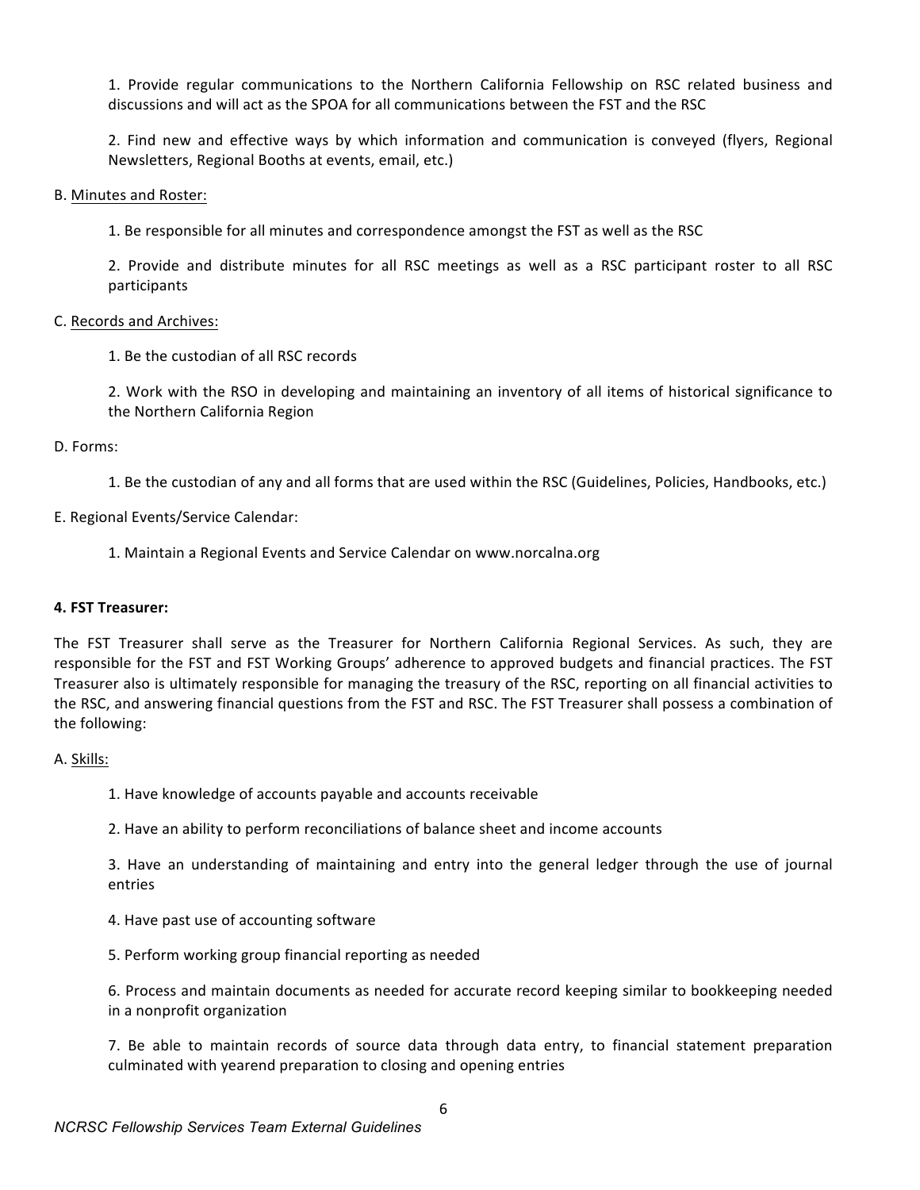1. Provide regular communications to the Northern California Fellowship on RSC related business and discussions and will act as the SPOA for all communications between the FST and the RSC

2. Find new and effective ways by which information and communication is conveyed (flyers, Regional Newsletters, Regional Booths at events, email, etc.)

B. Minutes and Roster:

1. Be responsible for all minutes and correspondence amongst the FST as well as the RSC

2. Provide and distribute minutes for all RSC meetings as well as a RSC participant roster to all RSC participants

C. Records and Archives:

1. Be the custodian of all RSC records

2. Work with the RSO in developing and maintaining an inventory of all items of historical significance to the Northern California Region

D. Forms:

1. Be the custodian of any and all forms that are used within the RSC (Guidelines, Policies, Handbooks, etc.)

E. Regional Events/Service Calendar:

1. Maintain a Regional Events and Service Calendar on www.norcalna.org

**4. FST Treasurer:**

The FST Treasurer shall serve as the Treasurer for Northern California Regional Services. As such, they are responsible for the FST and FST Working Groups' adherence to approved budgets and financial practices. The FST Treasurer also is ultimately responsible for managing the treasury of the RSC, reporting on all financial activities to the RSC, and answering financial questions from the FST and RSC. The FST Treasurer shall possess a combination of the following:

A. Skills:

1. Have knowledge of accounts payable and accounts receivable

2. Have an ability to perform reconciliations of balance sheet and income accounts

3. Have an understanding of maintaining and entry into the general ledger through the use of journal entries

4. Have past use of accounting software

5. Perform working group financial reporting as needed

6. Process and maintain documents as needed for accurate record keeping similar to bookkeeping needed in a nonprofit organization

7. Be able to maintain records of source data through data entry, to financial statement preparation culminated with yearend preparation to closing and opening entries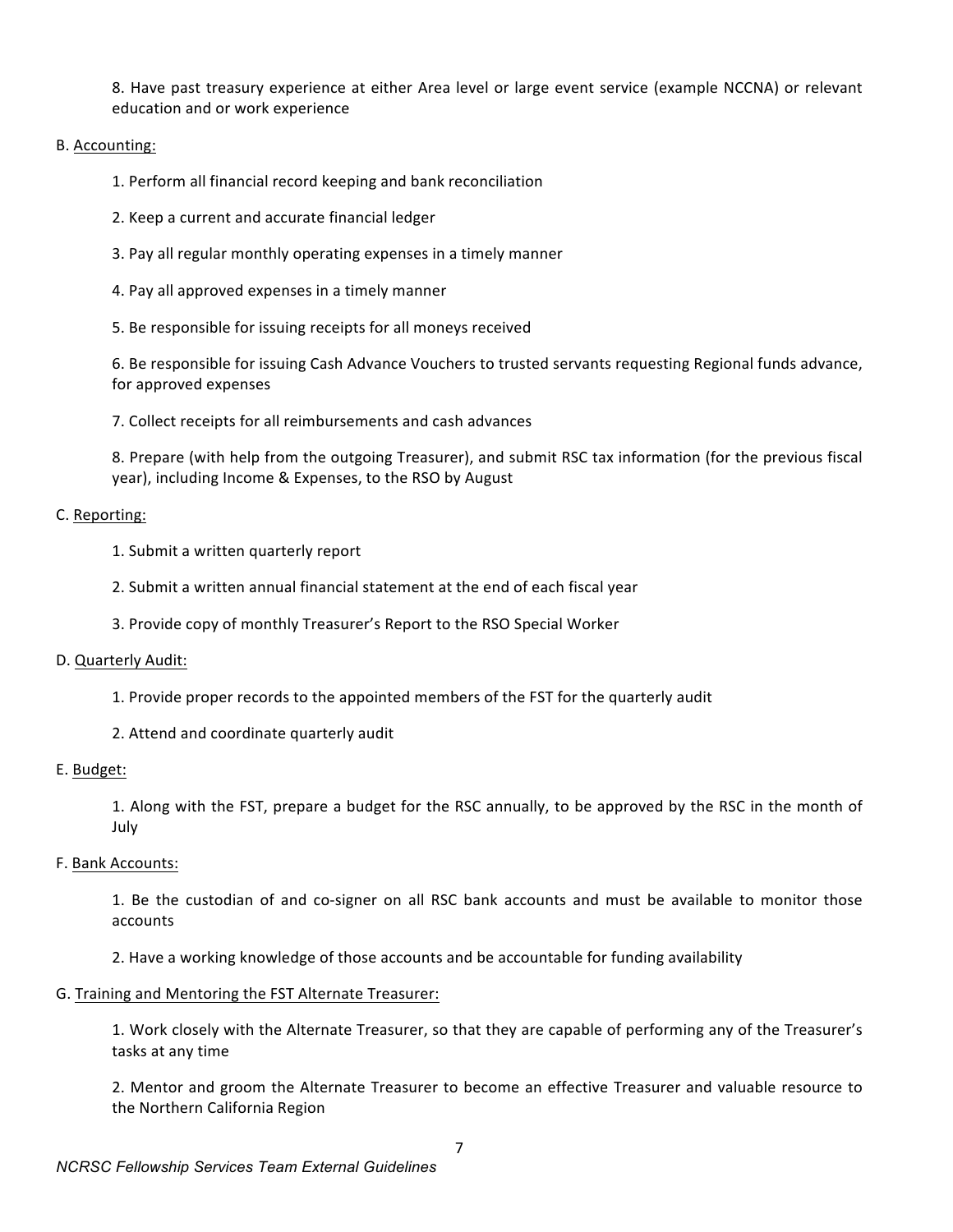8. Have past treasury experience at either Area level or large event service (example NCCNA) or relevant education and or work experience

B. <u>Accounting:</u>

1. Perform all financial record keeping and bank reconciliation

2. Keep a current and accurate financial ledger

3. Pay all regular monthly operating expenses in a timely manner

4. Pay all approved expenses in a timely manner

5. Be responsible for issuing receipts for all moneys received

6. Be responsible for issuing Cash Advance Vouchers to trusted servants requesting Regional funds advance, for approved expenses

7. Collect receipts for all reimbursements and cash advances

8. Prepare (with help from the outgoing Treasurer), and submit RSC tax information (for the previous fiscal year), including Income & Expenses, to the RSO by August

C. <u>Reporting:</u>

1. Submit a written quarterly report

2. Submit a written annual financial statement at the end of each fiscal year

3. Provide copy of monthly Treasurer's Report to the RSO Special Worker

D. <u>Quarterly Audit:</u>

1. Provide proper records to the appointed members of the FST for the quarterly audit

2. Attend and coordinate quarterly audit

E. <u>Budget:</u>

1. Along with the FST, prepare a budget for the RSC annually, to be approved by the RSC in the month of July

F. <u>Bank Accounts:</u>

1. Be the custodian of and co-signer on all RSC bank accounts and must be available to monitor those accounts

2. Have a working knowledge of those accounts and be accountable for funding availability

G. <u>Training and Mentoring the FST Alternate Treasurer:</u>

1. Work closely with the Alternate Treasurer, so that they are capable of performing any of the Treasurer's tasks at any time

2. Mentor and groom the Alternate Treasurer to become an effective Treasurer and valuable resource to the Northern California Region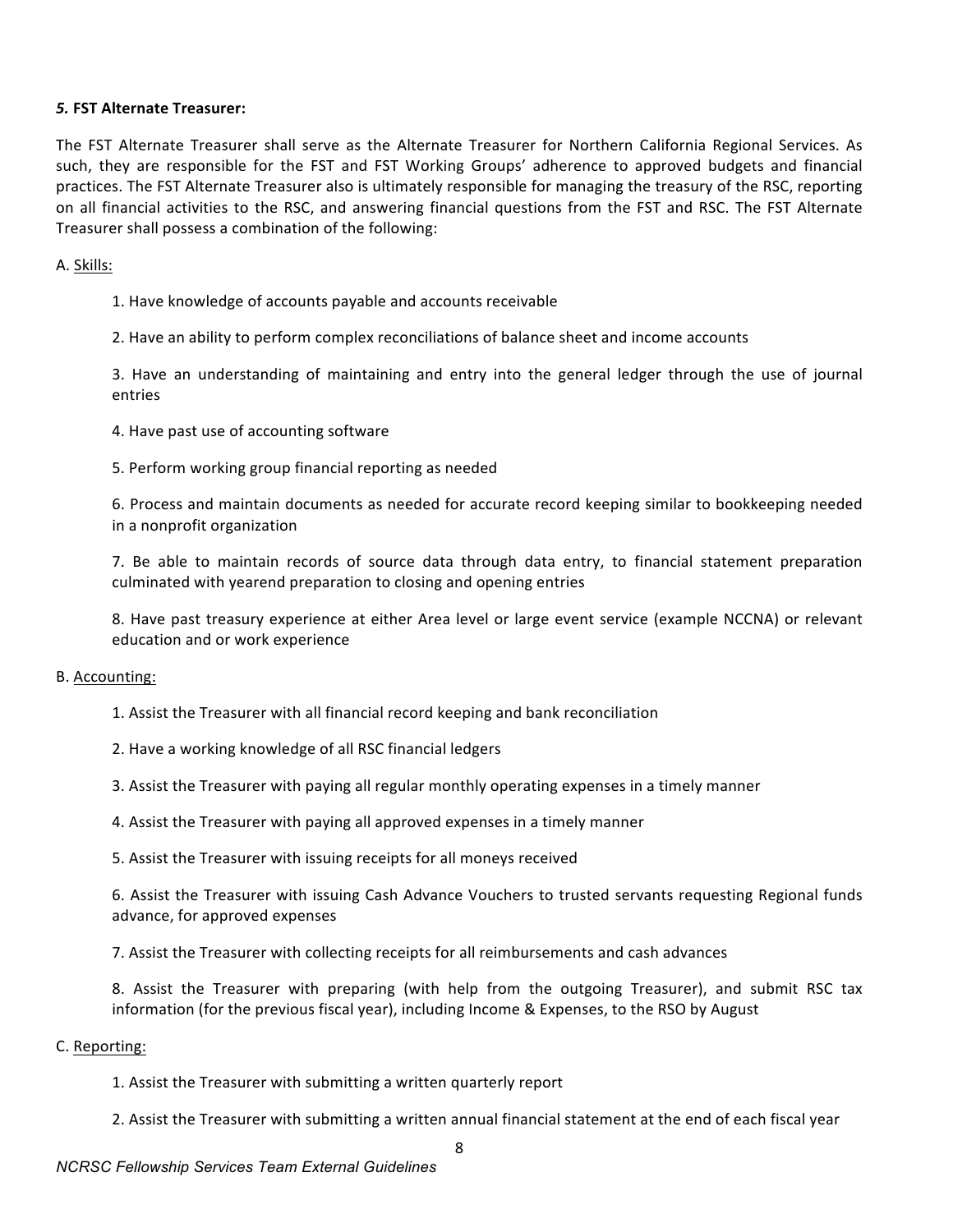***5.* FST Alternate Treasurer:**

The FST Alternate Treasurer shall serve as the Alternate Treasurer for Northern California Regional Services. As such, they are responsible for the FST and FST Working Groups' adherence to approved budgets and financial practices. The FST Alternate Treasurer also is ultimately responsible for managing the treasury of the RSC, reporting on all financial activities to the RSC, and answering financial questions from the FST and RSC. The FST Alternate Treasurer shall possess a combination of the following:

A. <u>Skills:</u>

1. Have knowledge of accounts payable and accounts receivable
2. Have an ability to perform complex reconciliations of balance sheet and income accounts
3. Have an understanding of maintaining and entry into the general ledger through the use of journal entries
4. Have past use of accounting software
5. Perform working group financial reporting as needed
6. Process and maintain documents as needed for accurate record keeping similar to bookkeeping needed in a nonprofit organization
7. Be able to maintain records of source data through data entry, to financial statement preparation culminated with yearend preparation to closing and opening entries
8. Have past treasury experience at either Area level or large event service (example NCCNA) or relevant education and or work experience

B. <u>Accounting:</u>

1. Assist the Treasurer with all financial record keeping and bank reconciliation
2. Have a working knowledge of all RSC financial ledgers
3. Assist the Treasurer with paying all regular monthly operating expenses in a timely manner
4. Assist the Treasurer with paying all approved expenses in a timely manner
5. Assist the Treasurer with issuing receipts for all moneys received
6. Assist the Treasurer with issuing Cash Advance Vouchers to trusted servants requesting Regional funds advance, for approved expenses
7. Assist the Treasurer with collecting receipts for all reimbursements and cash advances
8. Assist the Treasurer with preparing (with help from the outgoing Treasurer), and submit RSC tax information (for the previous fiscal year), including Income & Expenses, to the RSO by August

C. <u>Reporting:</u>

1. Assist the Treasurer with submitting a written quarterly report
2. Assist the Treasurer with submitting a written annual financial statement at the end of each fiscal year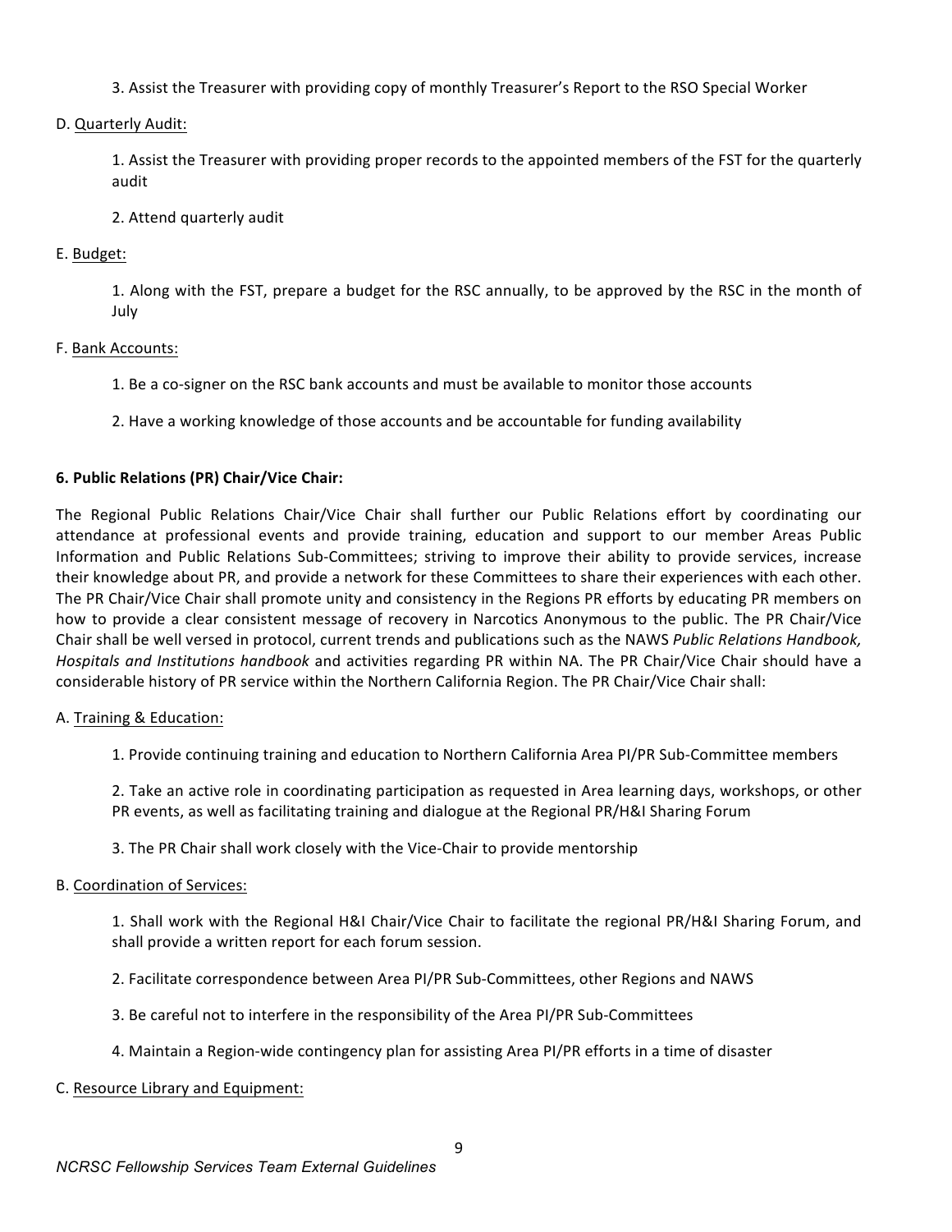3. Assist the Treasurer with providing copy of monthly Treasurer's Report to the RSO Special Worker

D. Quarterly Audit:

1. Assist the Treasurer with providing proper records to the appointed members of the FST for the quarterly audit

2. Attend quarterly audit

E. Budget:

1. Along with the FST, prepare a budget for the RSC annually, to be approved by the RSC in the month of July

F. Bank Accounts:

1. Be a co-signer on the RSC bank accounts and must be available to monitor those accounts

2. Have a working knowledge of those accounts and be accountable for funding availability

**6. Public Relations (PR) Chair/Vice Chair:**

The Regional Public Relations Chair/Vice Chair shall further our Public Relations effort by coordinating our attendance at professional events and provide training, education and support to our member Areas Public Information and Public Relations Sub-Committees; striving to improve their ability to provide services, increase their knowledge about PR, and provide a network for these Committees to share their experiences with each other. The PR Chair/Vice Chair shall promote unity and consistency in the Regions PR efforts by educating PR members on how to provide a clear consistent message of recovery in Narcotics Anonymous to the public. The PR Chair/Vice Chair shall be well versed in protocol, current trends and publications such as the NAWS *Public Relations Handbook, Hospitals and Institutions handbook* and activities regarding PR within NA. The PR Chair/Vice Chair should have a considerable history of PR service within the Northern California Region. The PR Chair/Vice Chair shall:

A. Training & Education:

1. Provide continuing training and education to Northern California Area PI/PR Sub-Committee members

2. Take an active role in coordinating participation as requested in Area learning days, workshops, or other PR events, as well as facilitating training and dialogue at the Regional PR/H&I Sharing Forum

3. The PR Chair shall work closely with the Vice-Chair to provide mentorship

B. Coordination of Services:

1. Shall work with the Regional H&I Chair/Vice Chair to facilitate the regional PR/H&I Sharing Forum, and shall provide a written report for each forum session.

2. Facilitate correspondence between Area PI/PR Sub-Committees, other Regions and NAWS

3. Be careful not to interfere in the responsibility of the Area PI/PR Sub-Committees

4. Maintain a Region-wide contingency plan for assisting Area PI/PR efforts in a time of disaster

C. Resource Library and Equipment: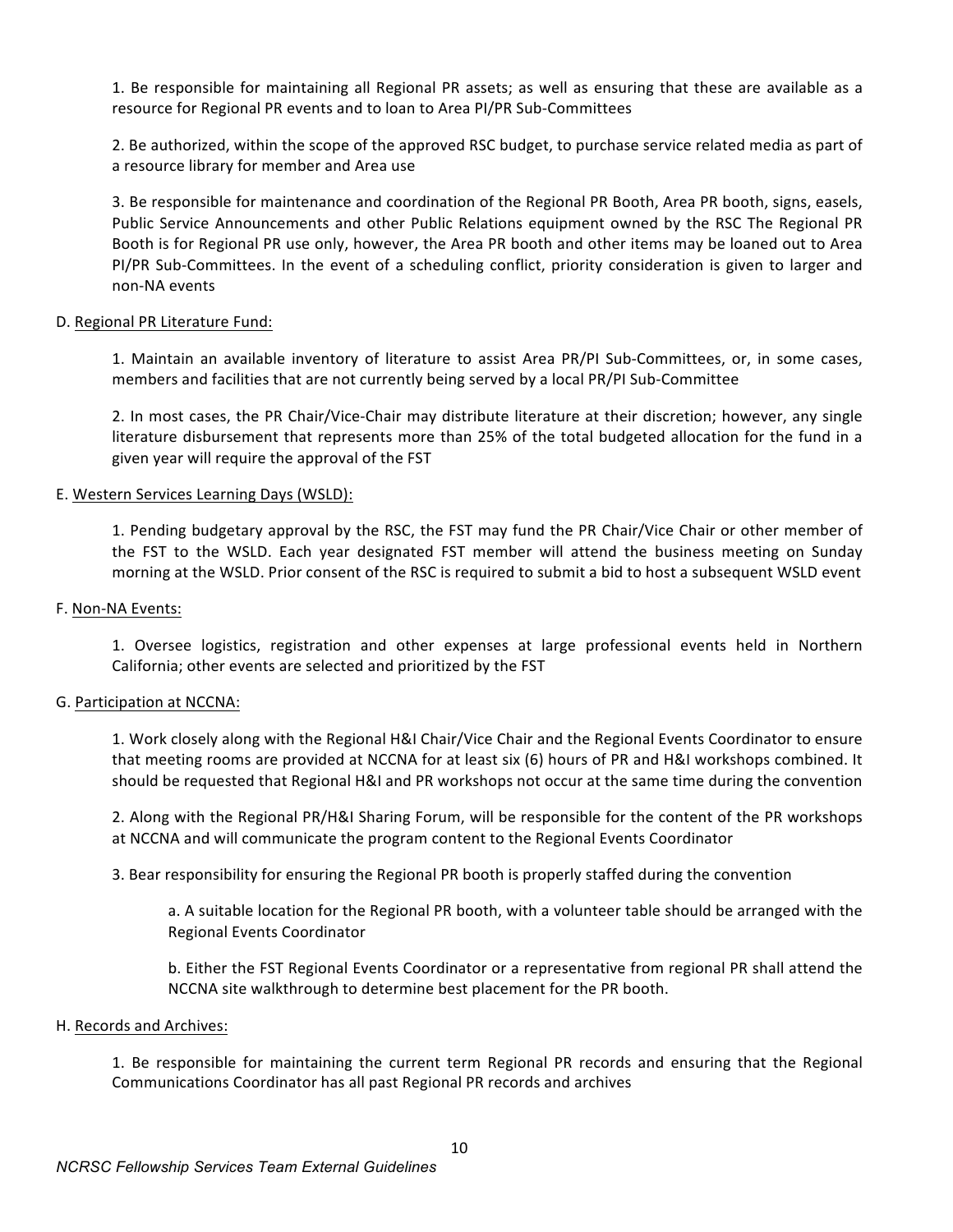1. Be responsible for maintaining all Regional PR assets; as well as ensuring that these are available as a resource for Regional PR events and to loan to Area PI/PR Sub-Committees

2. Be authorized, within the scope of the approved RSC budget, to purchase service related media as part of a resource library for member and Area use

3. Be responsible for maintenance and coordination of the Regional PR Booth, Area PR booth, signs, easels, Public Service Announcements and other Public Relations equipment owned by the RSC The Regional PR Booth is for Regional PR use only, however, the Area PR booth and other items may be loaned out to Area PI/PR Sub-Committees. In the event of a scheduling conflict, priority consideration is given to larger and non-NA events

D. <u>Regional PR Literature Fund:</u>

1. Maintain an available inventory of literature to assist Area PR/PI Sub-Committees, or, in some cases, members and facilities that are not currently being served by a local PR/PI Sub-Committee

2. In most cases, the PR Chair/Vice-Chair may distribute literature at their discretion; however, any single literature disbursement that represents more than 25% of the total budgeted allocation for the fund in a given year will require the approval of the FST

E. <u>Western Services Learning Days (WSLD):</u>

1. Pending budgetary approval by the RSC, the FST may fund the PR Chair/Vice Chair or other member of the FST to the WSLD. Each year designated FST member will attend the business meeting on Sunday morning at the WSLD. Prior consent of the RSC is required to submit a bid to host a subsequent WSLD event

F. <u>Non-NA Events:</u>

1. Oversee logistics, registration and other expenses at large professional events held in Northern California; other events are selected and prioritized by the FST

G. <u>Participation at NCCNA:</u>

1. Work closely along with the Regional H&I Chair/Vice Chair and the Regional Events Coordinator to ensure that meeting rooms are provided at NCCNA for at least six (6) hours of PR and H&I workshops combined. It should be requested that Regional H&I and PR workshops not occur at the same time during the convention

2. Along with the Regional PR/H&I Sharing Forum, will be responsible for the content of the PR workshops at NCCNA and will communicate the program content to the Regional Events Coordinator

3. Bear responsibility for ensuring the Regional PR booth is properly staffed during the convention

   a. A suitable location for the Regional PR booth, with a volunteer table should be arranged with the Regional Events Coordinator

   b. Either the FST Regional Events Coordinator or a representative from regional PR shall attend the NCCNA site walkthrough to determine best placement for the PR booth.

H. <u>Records and Archives:</u>

1. Be responsible for maintaining the current term Regional PR records and ensuring that the Regional Communications Coordinator has all past Regional PR records and archives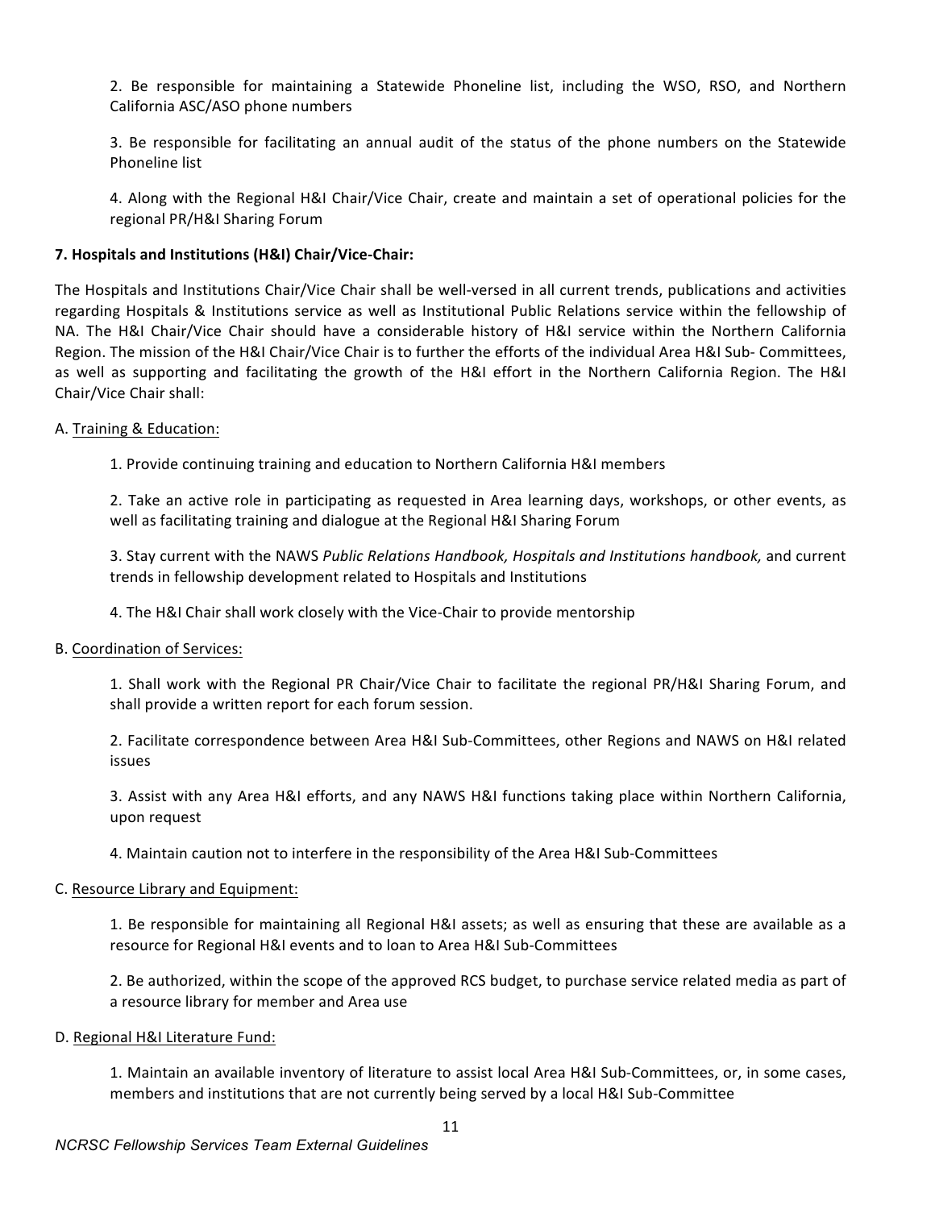2. Be responsible for maintaining a Statewide Phoneline list, including the WSO, RSO, and Northern California ASC/ASO phone numbers

3. Be responsible for facilitating an annual audit of the status of the phone numbers on the Statewide Phoneline list

4. Along with the Regional H&I Chair/Vice Chair, create and maintain a set of operational policies for the regional PR/H&I Sharing Forum

**7. Hospitals and Institutions (H&I) Chair/Vice-Chair:**

The Hospitals and Institutions Chair/Vice Chair shall be well-versed in all current trends, publications and activities regarding Hospitals & Institutions service as well as Institutional Public Relations service within the fellowship of NA. The H&I Chair/Vice Chair should have a considerable history of H&I service within the Northern California Region. The mission of the H&I Chair/Vice Chair is to further the efforts of the individual Area H&I Sub- Committees, as well as supporting and facilitating the growth of the H&I effort in the Northern California Region. The H&I Chair/Vice Chair shall:

A. <u>Training & Education:</u>

1. Provide continuing training and education to Northern California H&I members

2. Take an active role in participating as requested in Area learning days, workshops, or other events, as well as facilitating training and dialogue at the Regional H&I Sharing Forum

3. Stay current with the NAWS *Public Relations Handbook, Hospitals and Institutions handbook,* and current trends in fellowship development related to Hospitals and Institutions

4. The H&I Chair shall work closely with the Vice-Chair to provide mentorship

B. <u>Coordination of Services:</u>

1. Shall work with the Regional PR Chair/Vice Chair to facilitate the regional PR/H&I Sharing Forum, and shall provide a written report for each forum session.

2. Facilitate correspondence between Area H&I Sub-Committees, other Regions and NAWS on H&I related issues

3. Assist with any Area H&I efforts, and any NAWS H&I functions taking place within Northern California, upon request

4. Maintain caution not to interfere in the responsibility of the Area H&I Sub-Committees

C. <u>Resource Library and Equipment:</u>

1. Be responsible for maintaining all Regional H&I assets; as well as ensuring that these are available as a resource for Regional H&I events and to loan to Area H&I Sub-Committees

2. Be authorized, within the scope of the approved RCS budget, to purchase service related media as part of a resource library for member and Area use

D. <u>Regional H&I Literature Fund:</u>

1. Maintain an available inventory of literature to assist local Area H&I Sub-Committees, or, in some cases, members and institutions that are not currently being served by a local H&I Sub-Committee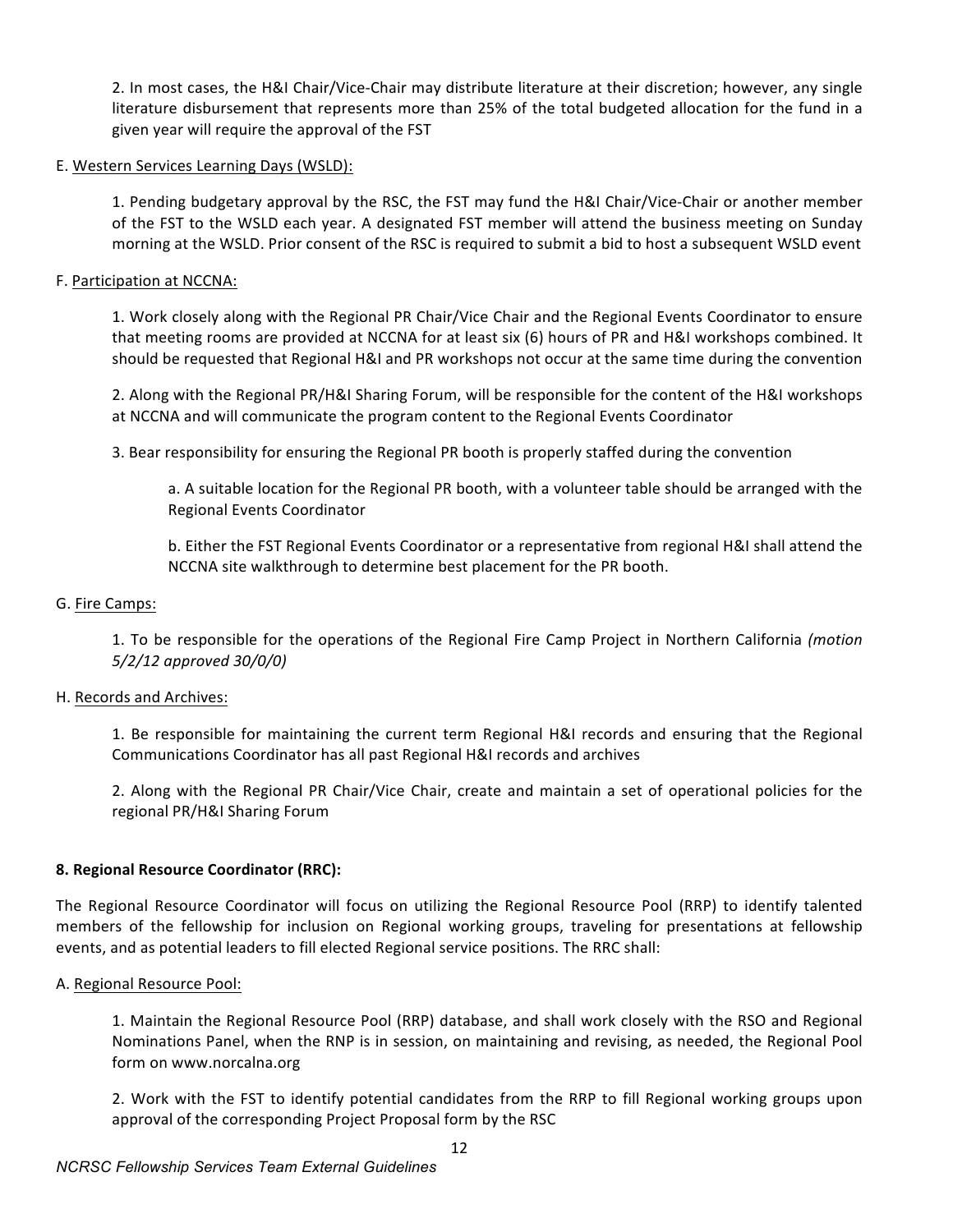2. In most cases, the H&I Chair/Vice-Chair may distribute literature at their discretion; however, any single literature disbursement that represents more than 25% of the total budgeted allocation for the fund in a given year will require the approval of the FST

E. <u>Western Services Learning Days (WSLD):</u>

1. Pending budgetary approval by the RSC, the FST may fund the H&I Chair/Vice-Chair or another member of the FST to the WSLD each year. A designated FST member will attend the business meeting on Sunday morning at the WSLD. Prior consent of the RSC is required to submit a bid to host a subsequent WSLD event

F. <u>Participation at NCCNA:</u>

1. Work closely along with the Regional PR Chair/Vice Chair and the Regional Events Coordinator to ensure that meeting rooms are provided at NCCNA for at least six (6) hours of PR and H&I workshops combined. It should be requested that Regional H&I and PR workshops not occur at the same time during the convention

2. Along with the Regional PR/H&I Sharing Forum, will be responsible for the content of the H&I workshops at NCCNA and will communicate the program content to the Regional Events Coordinator

3. Bear responsibility for ensuring the Regional PR booth is properly staffed during the convention

a. A suitable location for the Regional PR booth, with a volunteer table should be arranged with the Regional Events Coordinator

b. Either the FST Regional Events Coordinator or a representative from regional H&I shall attend the NCCNA site walkthrough to determine best placement for the PR booth.

G. <u>Fire Camps:</u>

1. To be responsible for the operations of the Regional Fire Camp Project in Northern California *(motion 5/2/12 approved 30/0/0)*

H. <u>Records and Archives:</u>

1. Be responsible for maintaining the current term Regional H&I records and ensuring that the Regional Communications Coordinator has all past Regional H&I records and archives

2. Along with the Regional PR Chair/Vice Chair, create and maintain a set of operational policies for the regional PR/H&I Sharing Forum

**8. Regional Resource Coordinator (RRC):**

The Regional Resource Coordinator will focus on utilizing the Regional Resource Pool (RRP) to identify talented members of the fellowship for inclusion on Regional working groups, traveling for presentations at fellowship events, and as potential leaders to fill elected Regional service positions. The RRC shall:

A. <u>Regional Resource Pool:</u>

1. Maintain the Regional Resource Pool (RRP) database, and shall work closely with the RSO and Regional Nominations Panel, when the RNP is in session, on maintaining and revising, as needed, the Regional Pool form on www.norcalna.org

2. Work with the FST to identify potential candidates from the RRP to fill Regional working groups upon approval of the corresponding Project Proposal form by the RSC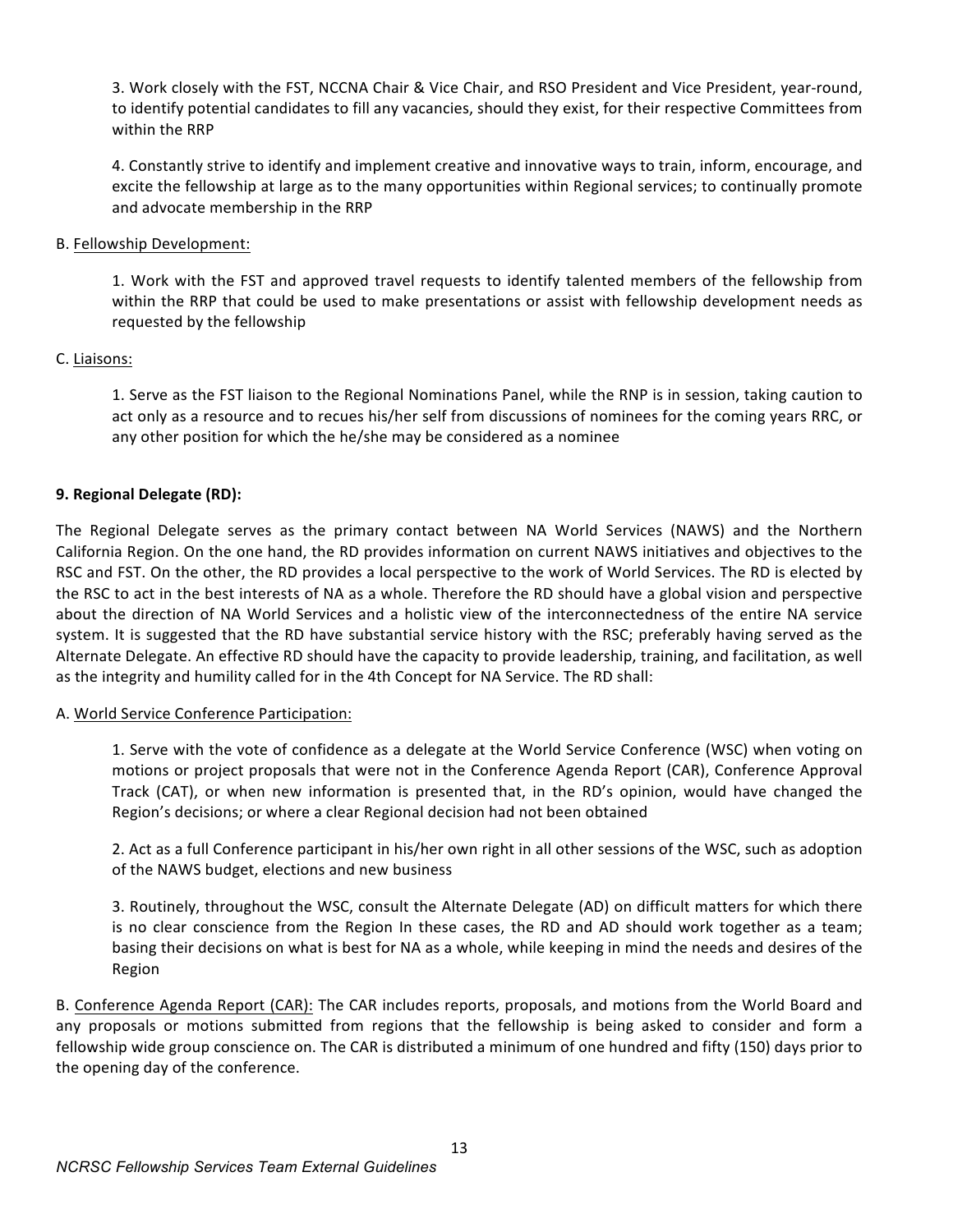3. Work closely with the FST, NCCNA Chair & Vice Chair, and RSO President and Vice President, year-round, to identify potential candidates to fill any vacancies, should they exist, for their respective Committees from within the RRP

4. Constantly strive to identify and implement creative and innovative ways to train, inform, encourage, and excite the fellowship at large as to the many opportunities within Regional services; to continually promote and advocate membership in the RRP

B. <u>Fellowship Development:</u>

1. Work with the FST and approved travel requests to identify talented members of the fellowship from within the RRP that could be used to make presentations or assist with fellowship development needs as requested by the fellowship

C. <u>Liaisons:</u>

1. Serve as the FST liaison to the Regional Nominations Panel, while the RNP is in session, taking caution to act only as a resource and to recues his/her self from discussions of nominees for the coming years RRC, or any other position for which the he/she may be considered as a nominee

**9. Regional Delegate (RD):**

The Regional Delegate serves as the primary contact between NA World Services (NAWS) and the Northern California Region. On the one hand, the RD provides information on current NAWS initiatives and objectives to the RSC and FST. On the other, the RD provides a local perspective to the work of World Services. The RD is elected by the RSC to act in the best interests of NA as a whole. Therefore the RD should have a global vision and perspective about the direction of NA World Services and a holistic view of the interconnectedness of the entire NA service system. It is suggested that the RD have substantial service history with the RSC; preferably having served as the Alternate Delegate. An effective RD should have the capacity to provide leadership, training, and facilitation, as well as the integrity and humility called for in the 4th Concept for NA Service. The RD shall:

A. <u>World Service Conference Participation:</u>

1. Serve with the vote of confidence as a delegate at the World Service Conference (WSC) when voting on motions or project proposals that were not in the Conference Agenda Report (CAR), Conference Approval Track (CAT), or when new information is presented that, in the RD's opinion, would have changed the Region's decisions; or where a clear Regional decision had not been obtained

2. Act as a full Conference participant in his/her own right in all other sessions of the WSC, such as adoption of the NAWS budget, elections and new business

3. Routinely, throughout the WSC, consult the Alternate Delegate (AD) on difficult matters for which there is no clear conscience from the Region In these cases, the RD and AD should work together as a team; basing their decisions on what is best for NA as a whole, while keeping in mind the needs and desires of the Region

B. <u>Conference Agenda Report (CAR):</u> The CAR includes reports, proposals, and motions from the World Board and any proposals or motions submitted from regions that the fellowship is being asked to consider and form a fellowship wide group conscience on. The CAR is distributed a minimum of one hundred and fifty (150) days prior to the opening day of the conference.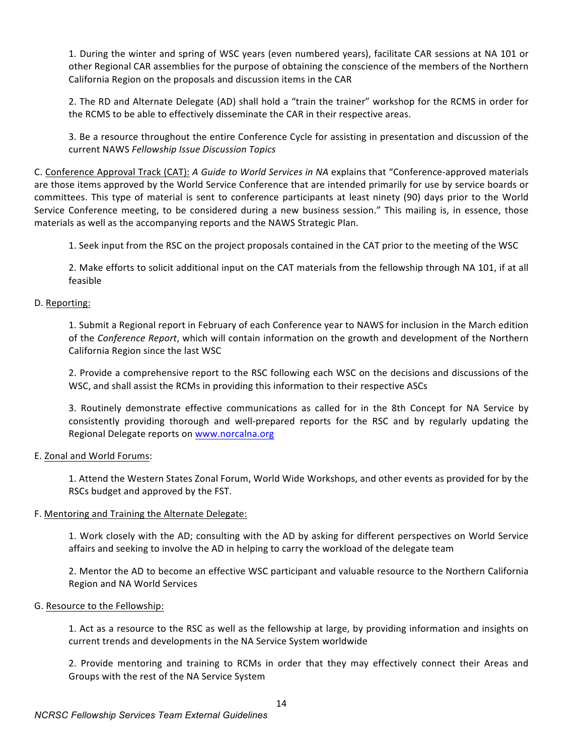1. During the winter and spring of WSC years (even numbered years), facilitate CAR sessions at NA 101 or other Regional CAR assemblies for the purpose of obtaining the conscience of the members of the Northern California Region on the proposals and discussion items in the CAR

2. The RD and Alternate Delegate (AD) shall hold a "train the trainer" workshop for the RCMS in order for the RCMS to be able to effectively disseminate the CAR in their respective areas.

3. Be a resource throughout the entire Conference Cycle for assisting in presentation and discussion of the current NAWS *Fellowship Issue Discussion Topics*

C. Conference Approval Track (CAT): *A Guide to World Services in NA* explains that "Conference-approved materials are those items approved by the World Service Conference that are intended primarily for use by service boards or committees. This type of material is sent to conference participants at least ninety (90) days prior to the World Service Conference meeting, to be considered during a new business session." This mailing is, in essence, those materials as well as the accompanying reports and the NAWS Strategic Plan.

1. Seek input from the RSC on the project proposals contained in the CAT prior to the meeting of the WSC

2. Make efforts to solicit additional input on the CAT materials from the fellowship through NA 101, if at all feasible

D. Reporting:

1. Submit a Regional report in February of each Conference year to NAWS for inclusion in the March edition of the *Conference Report*, which will contain information on the growth and development of the Northern California Region since the last WSC

2. Provide a comprehensive report to the RSC following each WSC on the decisions and discussions of the WSC, and shall assist the RCMs in providing this information to their respective ASCs

3. Routinely demonstrate effective communications as called for in the 8th Concept for NA Service by consistently providing thorough and well-prepared reports for the RSC and by regularly updating the Regional Delegate reports on www.norcalna.org

E. Zonal and World Forums:

1. Attend the Western States Zonal Forum, World Wide Workshops, and other events as provided for by the RSCs budget and approved by the FST.

F. Mentoring and Training the Alternate Delegate:

1. Work closely with the AD; consulting with the AD by asking for different perspectives on World Service affairs and seeking to involve the AD in helping to carry the workload of the delegate team

2. Mentor the AD to become an effective WSC participant and valuable resource to the Northern California Region and NA World Services

G. Resource to the Fellowship:

1. Act as a resource to the RSC as well as the fellowship at large, by providing information and insights on current trends and developments in the NA Service System worldwide

2. Provide mentoring and training to RCMs in order that they may effectively connect their Areas and Groups with the rest of the NA Service System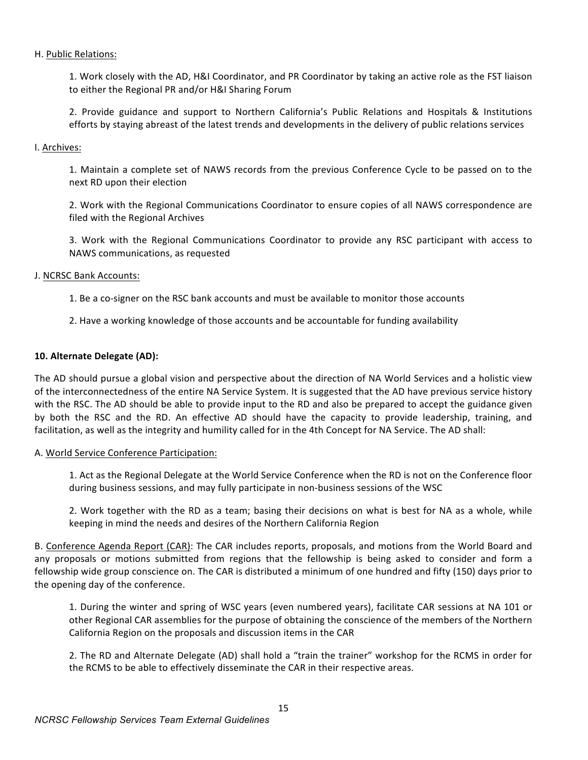H. Public Relations:

1. Work closely with the AD, H&I Coordinator, and PR Coordinator by taking an active role as the FST liaison to either the Regional PR and/or H&I Sharing Forum

2. Provide guidance and support to Northern California's Public Relations and Hospitals & Institutions efforts by staying abreast of the latest trends and developments in the delivery of public relations services

I. Archives:

1. Maintain a complete set of NAWS records from the previous Conference Cycle to be passed on to the next RD upon their election

2. Work with the Regional Communications Coordinator to ensure copies of all NAWS correspondence are filed with the Regional Archives

3. Work with the Regional Communications Coordinator to provide any RSC participant with access to NAWS communications, as requested

J. NCRSC Bank Accounts:

1. Be a co-signer on the RSC bank accounts and must be available to monitor those accounts

2. Have a working knowledge of those accounts and be accountable for funding availability

**10. Alternate Delegate (AD):**

The AD should pursue a global vision and perspective about the direction of NA World Services and a holistic view of the interconnectedness of the entire NA Service System. It is suggested that the AD have previous service history with the RSC. The AD should be able to provide input to the RD and also be prepared to accept the guidance given by both the RSC and the RD. An effective AD should have the capacity to provide leadership, training, and facilitation, as well as the integrity and humility called for in the 4th Concept for NA Service. The AD shall:

A. World Service Conference Participation:

1. Act as the Regional Delegate at the World Service Conference when the RD is not on the Conference floor during business sessions, and may fully participate in non-business sessions of the WSC

2. Work together with the RD as a team; basing their decisions on what is best for NA as a whole, while keeping in mind the needs and desires of the Northern California Region

B. Conference Agenda Report (CAR): The CAR includes reports, proposals, and motions from the World Board and any proposals or motions submitted from regions that the fellowship is being asked to consider and form a fellowship wide group conscience on. The CAR is distributed a minimum of one hundred and fifty (150) days prior to the opening day of the conference.

1. During the winter and spring of WSC years (even numbered years), facilitate CAR sessions at NA 101 or other Regional CAR assemblies for the purpose of obtaining the conscience of the members of the Northern California Region on the proposals and discussion items in the CAR

2. The RD and Alternate Delegate (AD) shall hold a "train the trainer" workshop for the RCMS in order for the RCMS to be able to effectively disseminate the CAR in their respective areas.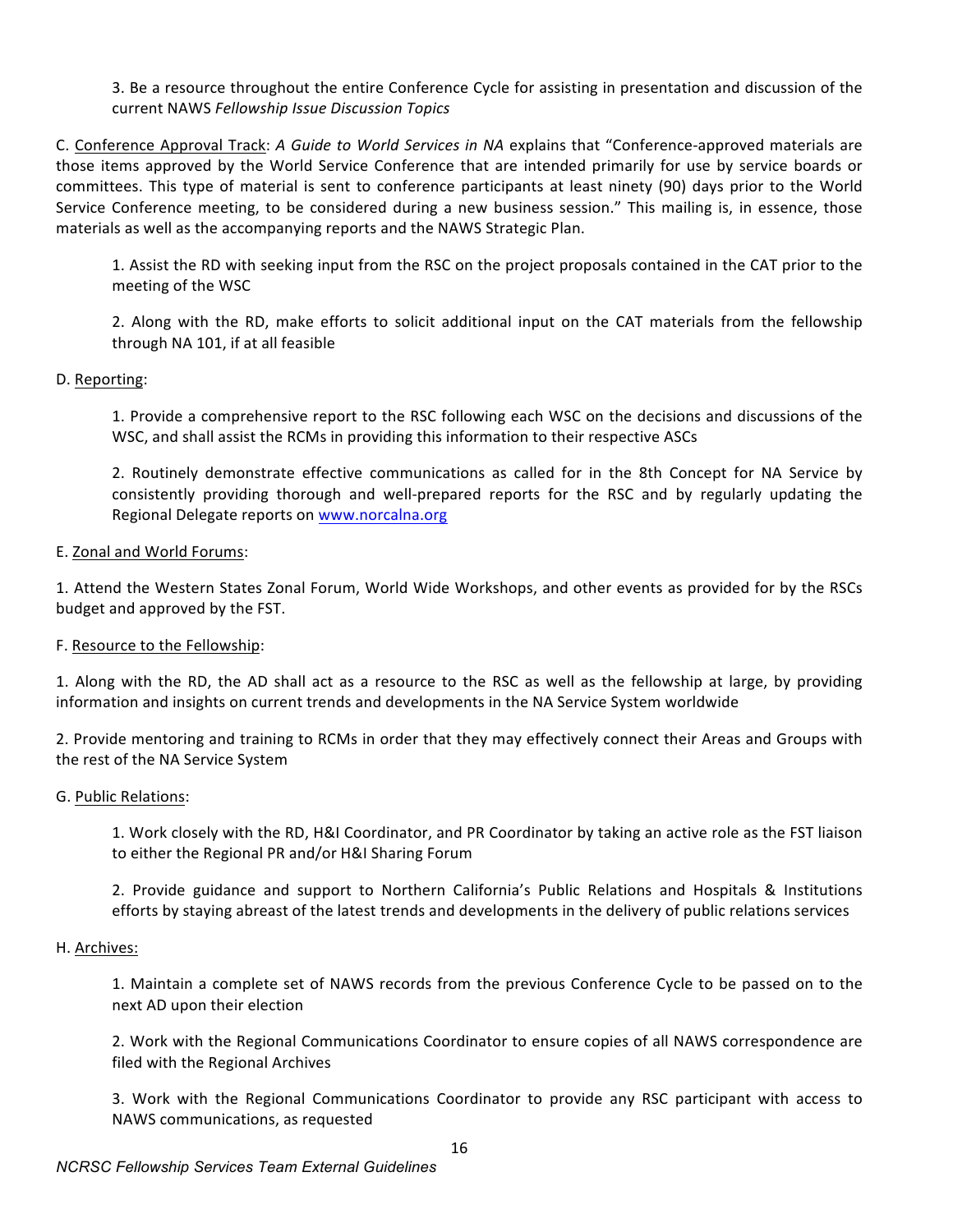3. Be a resource throughout the entire Conference Cycle for assisting in presentation and discussion of the current NAWS *Fellowship Issue Discussion Topics*

C. Conference Approval Track: *A Guide to World Services in NA* explains that "Conference-approved materials are those items approved by the World Service Conference that are intended primarily for use by service boards or committees. This type of material is sent to conference participants at least ninety (90) days prior to the World Service Conference meeting, to be considered during a new business session." This mailing is, in essence, those materials as well as the accompanying reports and the NAWS Strategic Plan.

1. Assist the RD with seeking input from the RSC on the project proposals contained in the CAT prior to the meeting of the WSC

2. Along with the RD, make efforts to solicit additional input on the CAT materials from the fellowship through NA 101, if at all feasible

D. Reporting:

1. Provide a comprehensive report to the RSC following each WSC on the decisions and discussions of the WSC, and shall assist the RCMs in providing this information to their respective ASCs

2. Routinely demonstrate effective communications as called for in the 8th Concept for NA Service by consistently providing thorough and well-prepared reports for the RSC and by regularly updating the Regional Delegate reports on www.norcalna.org

E. Zonal and World Forums:

1. Attend the Western States Zonal Forum, World Wide Workshops, and other events as provided for by the RSCs budget and approved by the FST.

F. Resource to the Fellowship:

1. Along with the RD, the AD shall act as a resource to the RSC as well as the fellowship at large, by providing information and insights on current trends and developments in the NA Service System worldwide

2. Provide mentoring and training to RCMs in order that they may effectively connect their Areas and Groups with the rest of the NA Service System

G. Public Relations:

1. Work closely with the RD, H&I Coordinator, and PR Coordinator by taking an active role as the FST liaison to either the Regional PR and/or H&I Sharing Forum

2. Provide guidance and support to Northern California's Public Relations and Hospitals & Institutions efforts by staying abreast of the latest trends and developments in the delivery of public relations services

H. Archives:

1. Maintain a complete set of NAWS records from the previous Conference Cycle to be passed on to the next AD upon their election

2. Work with the Regional Communications Coordinator to ensure copies of all NAWS correspondence are filed with the Regional Archives

3. Work with the Regional Communications Coordinator to provide any RSC participant with access to NAWS communications, as requested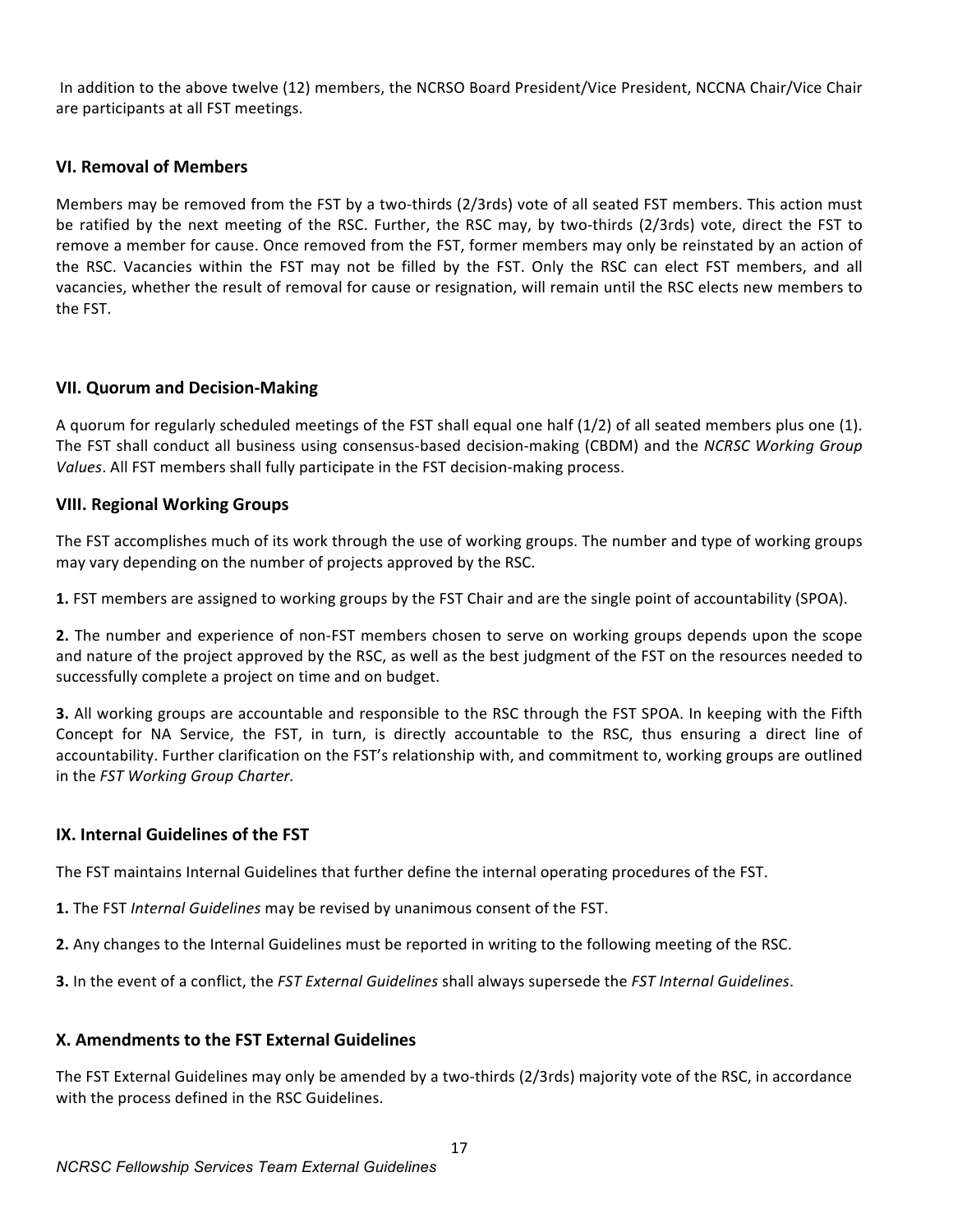In addition to the above twelve (12) members, the NCRSO Board President/Vice President, NCCNA Chair/Vice Chair are participants at all FST meetings.

### VI. Removal of Members

Members may be removed from the FST by a two-thirds (2/3rds) vote of all seated FST members. This action must be ratified by the next meeting of the RSC. Further, the RSC may, by two-thirds (2/3rds) vote, direct the FST to remove a member for cause. Once removed from the FST, former members may only be reinstated by an action of the RSC. Vacancies within the FST may not be filled by the FST. Only the RSC can elect FST members, and all vacancies, whether the result of removal for cause or resignation, will remain until the RSC elects new members to the FST.

### VII. Quorum and Decision-Making

A quorum for regularly scheduled meetings of the FST shall equal one half (1/2) of all seated members plus one (1). The FST shall conduct all business using consensus-based decision-making (CBDM) and the *NCRSC Working Group Values*. All FST members shall fully participate in the FST decision-making process.

### VIII. Regional Working Groups

The FST accomplishes much of its work through the use of working groups. The number and type of working groups may vary depending on the number of projects approved by the RSC.

**1.** FST members are assigned to working groups by the FST Chair and are the single point of accountability (SPOA).

**2.** The number and experience of non-FST members chosen to serve on working groups depends upon the scope and nature of the project approved by the RSC, as well as the best judgment of the FST on the resources needed to successfully complete a project on time and on budget.

**3.** All working groups are accountable and responsible to the RSC through the FST SPOA. In keeping with the Fifth Concept for NA Service, the FST, in turn, is directly accountable to the RSC, thus ensuring a direct line of accountability. Further clarification on the FST's relationship with, and commitment to, working groups are outlined in the *FST Working Group Charter.*

### IX. Internal Guidelines of the FST

The FST maintains Internal Guidelines that further define the internal operating procedures of the FST.

**1.** The FST *Internal Guidelines* may be revised by unanimous consent of the FST.

**2.** Any changes to the Internal Guidelines must be reported in writing to the following meeting of the RSC.

**3.** In the event of a conflict, the *FST External Guidelines* shall always supersede the *FST Internal Guidelines*.

### X. Amendments to the FST External Guidelines

The FST External Guidelines may only be amended by a two-thirds (2/3rds) majority vote of the RSC, in accordance with the process defined in the RSC Guidelines.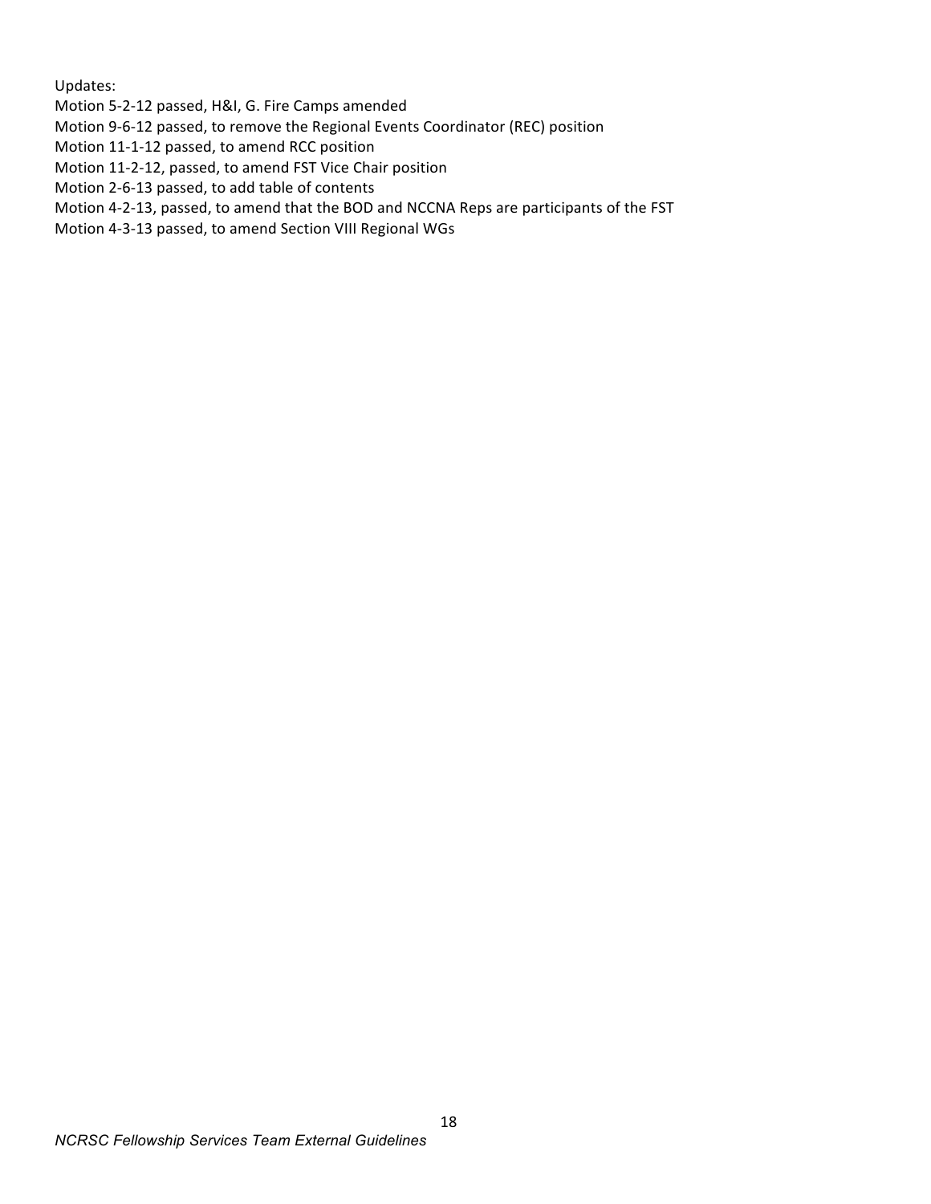Updates:

Motion 5-2-12 passed, H&I, G. Fire Camps amended
Motion 9-6-12 passed, to remove the Regional Events Coordinator (REC) position
Motion 11-1-12 passed, to amend RCC position
Motion 11-2-12, passed, to amend FST Vice Chair position
Motion 2-6-13 passed, to add table of contents
Motion 4-2-13, passed, to amend that the BOD and NCCNA Reps are participants of the FST
Motion 4-3-13 passed, to amend Section VIII Regional WGs